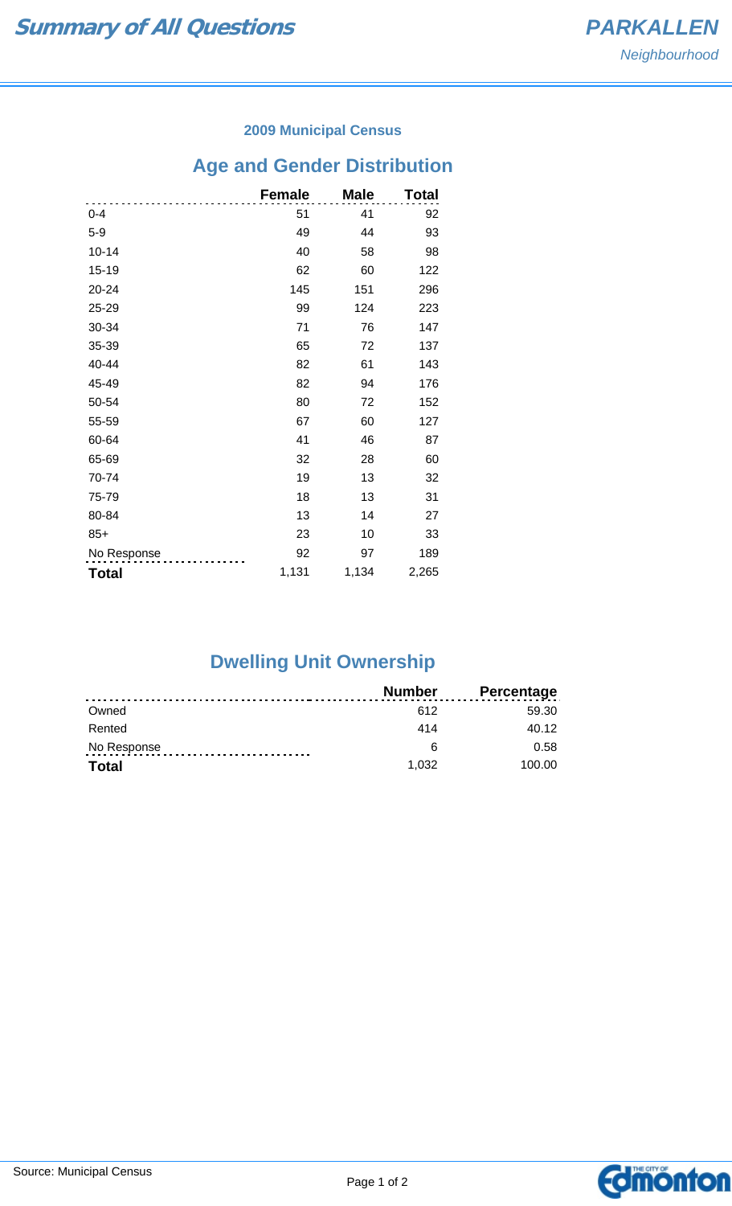# Summary of All Questions

**PARKALLEN**
*Neighbourhood*

### 2009 Municipal Census

## Age and Gender Distribution

| | Female | Male | Total |
|---|---|---|---|
| 0-4 | 51 | 41 | 92 |
| 5-9 | 49 | 44 | 93 |
| 10-14 | 40 | 58 | 98 |
| 15-19 | 62 | 60 | 122 |
| 20-24 | 145 | 151 | 296 |
| 25-29 | 99 | 124 | 223 |
| 30-34 | 71 | 76 | 147 |
| 35-39 | 65 | 72 | 137 |
| 40-44 | 82 | 61 | 143 |
| 45-49 | 82 | 94 | 176 |
| 50-54 | 80 | 72 | 152 |
| 55-59 | 67 | 60 | 127 |
| 60-64 | 41 | 46 | 87 |
| 65-69 | 32 | 28 | 60 |
| 70-74 | 19 | 13 | 32 |
| 75-79 | 18 | 13 | 31 |
| 80-84 | 13 | 14 | 27 |
| 85+ | 23 | 10 | 33 |
| No Response | 92 | 97 | 189 |
| **Total** | 1,131 | 1,134 | 2,265 |

## Dwelling Unit Ownership

| | Number | Percentage |
|---|---|---|
| Owned | 612 | 59.30 |
| Rented | 414 | 40.12 |
| No Response | 6 | 0.58 |
| **Total** | 1,032 | 100.00 |

Source: Municipal Census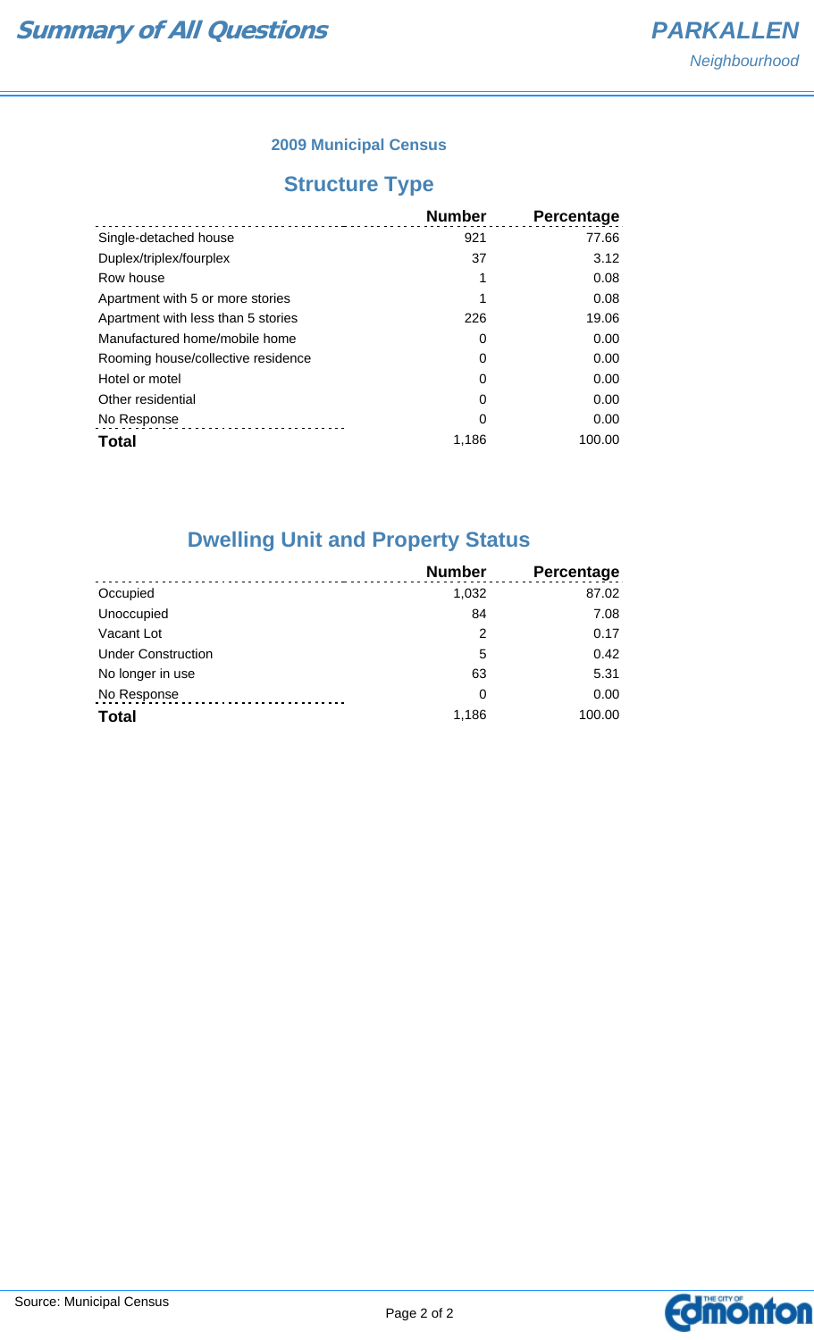### 2009 Municipal Census

## Structure Type

| | Number | Percentage |
| --- | --- | --- |
| Single-detached house | 921 | 77.66 |
| Duplex/triplex/fourplex | 37 | 3.12 |
| Row house | 1 | 0.08 |
| Apartment with 5 or more stories | 1 | 0.08 |
| Apartment with less than 5 stories | 226 | 19.06 |
| Manufactured home/mobile home | 0 | 0.00 |
| Rooming house/collective residence | 0 | 0.00 |
| Hotel or motel | 0 | 0.00 |
| Other residential | 0 | 0.00 |
| No Response | 0 | 0.00 |
| **Total** | 1,186 | 100.00 |

## Dwelling Unit and Property Status

| | Number | Percentage |
| --- | --- | --- |
| Occupied | 1,032 | 87.02 |
| Unoccupied | 84 | 7.08 |
| Vacant Lot | 2 | 0.17 |
| Under Construction | 5 | 0.42 |
| No longer in use | 63 | 5.31 |
| No Response | 0 | 0.00 |
| **Total** | 1,186 | 100.00 |

Source: Municipal Census